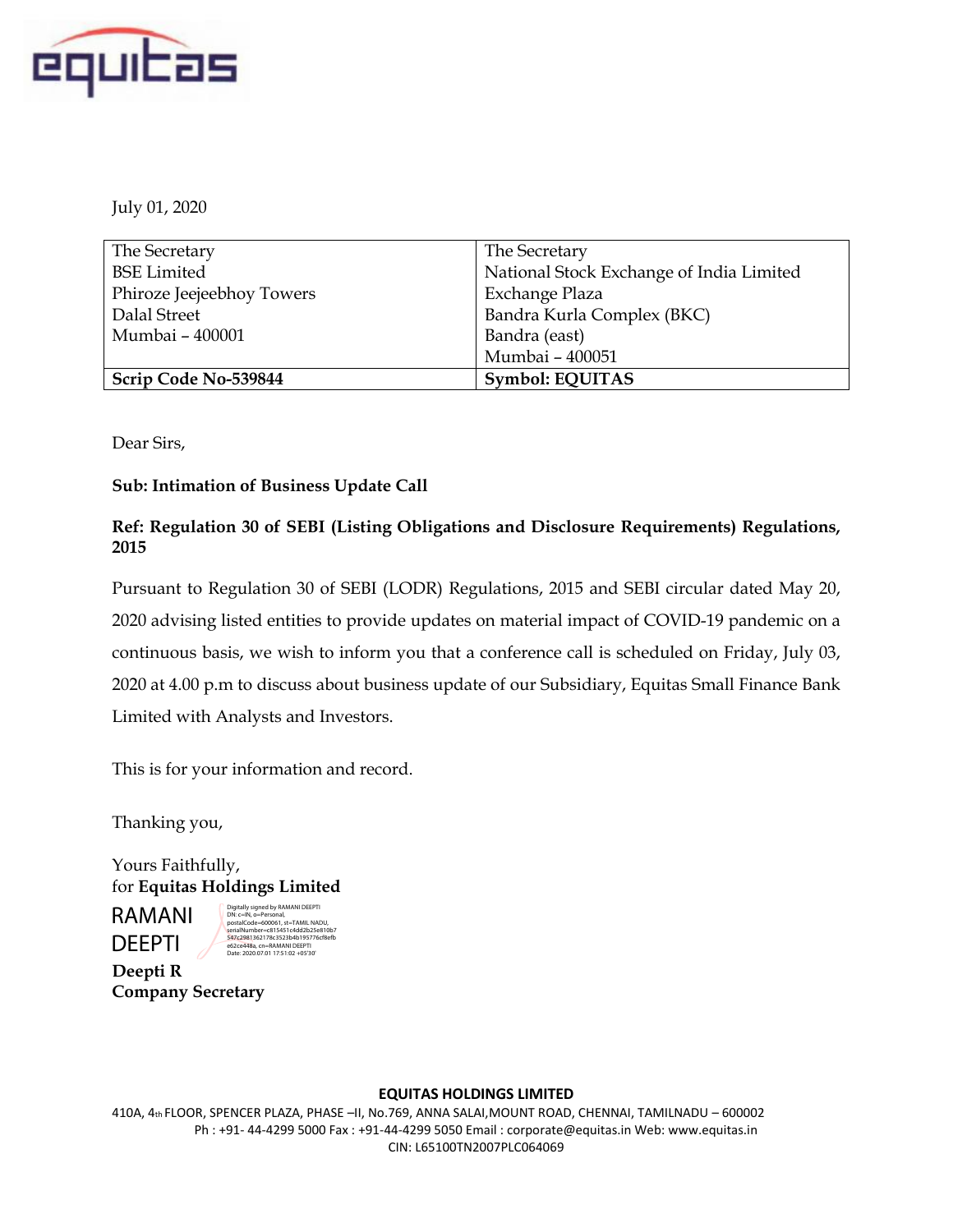July 01, 2020

| The Secretary<br>BSE Limited<br>Phiroze Jeejeebhoy Towers<br>Dalal Street<br>Mumbai – 400001 | The Secretary<br>National Stock Exchange of India Limited<br>Exchange Plaza<br>Bandra Kurla Complex (BKC)<br>Bandra (east)<br>Mumbai – 400051 |
|---|---|
| **Scrip Code No-539844** | **Symbol: EQUITAS** |

Dear Sirs,

**Sub: Intimation of Business Update Call**

**Ref: Regulation 30 of SEBI (Listing Obligations and Disclosure Requirements) Regulations, 2015**

Pursuant to Regulation 30 of SEBI (LODR) Regulations, 2015 and SEBI circular dated May 20, 2020 advising listed entities to provide updates on material impact of COVID-19 pandemic on a continuous basis, we wish to inform you that a conference call is scheduled on Friday, July 03, 2020 at 4.00 p.m to discuss about business update of our Subsidiary, Equitas Small Finance Bank Limited with Analysts and Investors.

This is for your information and record.

Thanking you,

Yours Faithfully,
for **Equitas Holdings Limited**

RAMANI DEEPTI

Digitally signed by RAMANI DEEPTI
DN: c=IN, o=Personal, postalCode=600061, st=TAMIL NADU, serialNumber=c815451c4dd2b25e810b7547c2981362178c3523b4b195776cf8efbe62ce448a, cn=RAMANI DEEPTI
Date: 2020.07.01 17:51:02 +05'30'

**Deepti R**
**Company Secretary**

**EQUITAS HOLDINGS LIMITED**
410A, 4th FLOOR, SPENCER PLAZA, PHASE –II, No.769, ANNA SALAI,MOUNT ROAD, CHENNAI, TAMILNADU – 600002
Ph : +91- 44-4299 5000 Fax : +91-44-4299 5050 Email : corporate@equitas.in Web: www.equitas.in
CIN: L65100TN2007PLC064069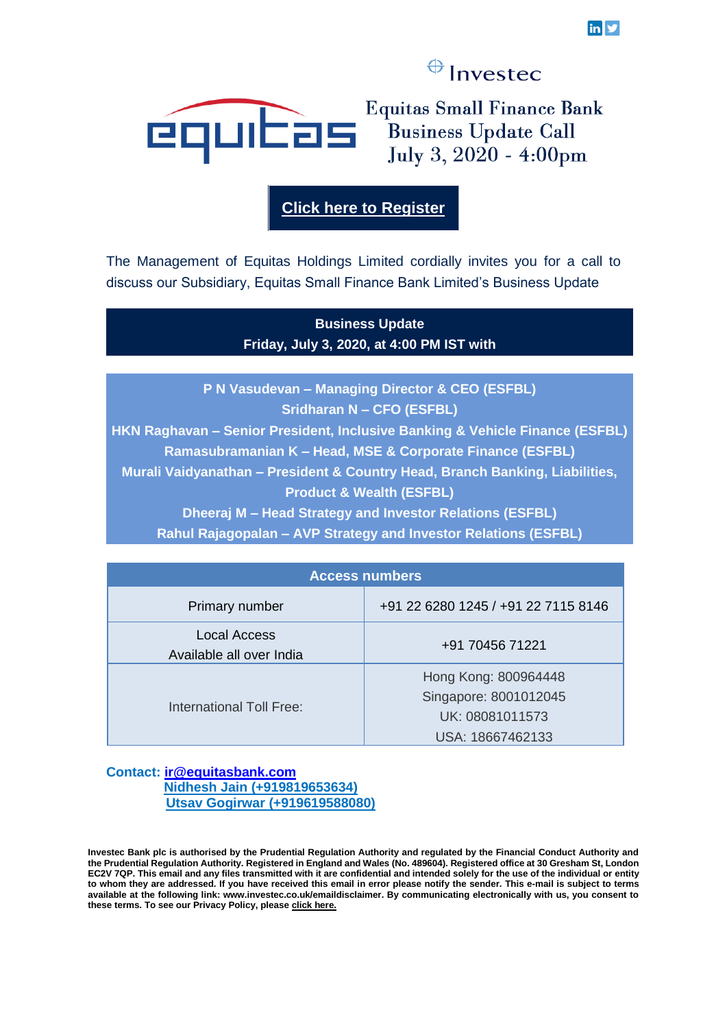Investec

# Equitas Small Finance Bank Business Update Call July 3, 2020 - 4:00pm

**Click here to Register**

The Management of Equitas Holdings Limited cordially invites you for a call to discuss our Subsidiary, Equitas Small Finance Bank Limited's Business Update

**Business Update**
**Friday, July 3, 2020, at 4:00 PM IST with**

**P N Vasudevan – Managing Director & CEO (ESFBL)**
**Sridharan N – CFO (ESFBL)**
**HKN Raghavan – Senior President, Inclusive Banking & Vehicle Finance (ESFBL)**
**Ramasubramanian K – Head, MSE & Corporate Finance (ESFBL)**
**Murali Vaidyanathan – President & Country Head, Branch Banking, Liabilities, Product & Wealth (ESFBL)**
**Dheeraj M – Head Strategy and Investor Relations (ESFBL)**
**Rahul Rajagopalan – AVP Strategy and Investor Relations (ESFBL)**

| Access numbers | |
|---|---|
| Primary number | +91 22 6280 1245 / +91 22 7115 8146 |
| Local Access Available all over India | +91 70456 71221 |
| International Toll Free: | Hong Kong: 800964448<br>Singapore: 8001012045<br>UK: 08081011573<br>USA: 18667462133 |

**Contact:** ir@equitasbank.com
Nidhesh Jain (+919819653634)
Utsav Gogirwar (+919619588080)

**Investec Bank plc is authorised by the Prudential Regulation Authority and regulated by the Financial Conduct Authority and the Prudential Regulation Authority. Registered in England and Wales (No. 489604). Registered office at 30 Gresham St, London EC2V 7QP. This email and any files transmitted with it are confidential and intended solely for the use of the individual or entity to whom they are addressed. If you have received this email in error please notify the sender. This e-mail is subject to terms available at the following link: www.investec.co.uk/emaildisclaimer. By communicating electronically with us, you consent to these terms. To see our Privacy Policy, please click here.**